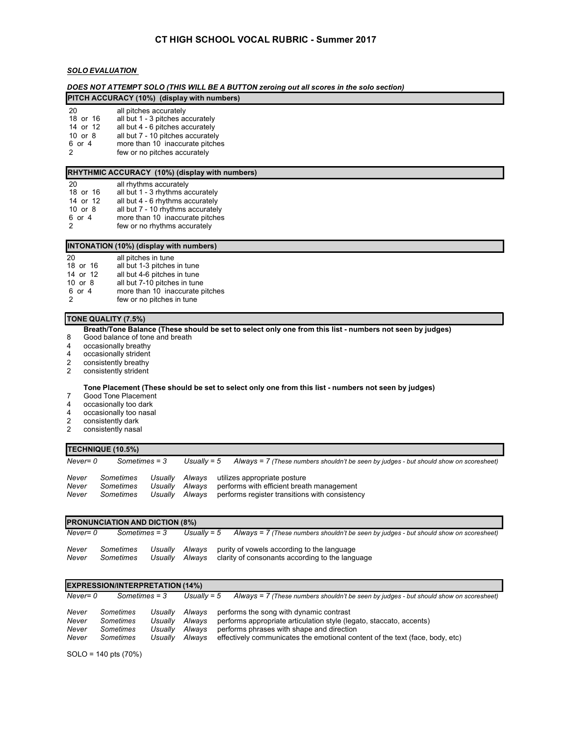# CT HIGH SCHOOL VOCAL RUBRIC - Summer 2017

***SOLO EVALUATION***

***DOES NOT ATTEMPT SOLO (THIS WILL BE A BUTTON zeroing out all scores in the solo section)***

### PITCH ACCURACY (10%) (display with numbers)

| | |
|---|---|
| 20 | all pitches accurately |
| 18 or 16 | all but 1 - 3 pitches accurately |
| 14 or 12 | all but 4 - 6 pitches accurately |
| 10 or 8 | all but 7 - 10 pitches accurately |
| 6 or 4 | more than 10 inaccurate pitches |
| 2 | few or no pitches accurately |

### RHYTHMIC ACCURACY (10%) (display with numbers)

| | |
|---|---|
| 20 | all rhythms accurately |
| 18 or 16 | all but 1 - 3 rhythms accurately |
| 14 or 12 | all but 4 - 6 rhythms accurately |
| 10 or 8 | all but 7 - 10 rhythms accurately |
| 6 or 4 | more than 10 inaccurate pitches |
| 2 | few or no rhythms accurately |

### INTONATION (10%) (display with numbers)

| | |
|---|---|
| 20 | all pitches in tune |
| 18 or 16 | all but 1-3 pitches in tune |
| 14 or 12 | all but 4-6 pitches in tune |
| 10 or 8 | all but 7-10 pitches in tune |
| 6 or 4 | more than 10 inaccurate pitches |
| 2 | few or no pitches in tune |

### TONE QUALITY (7.5%)

**Breath/Tone Balance (These should be set to select only one from this list - numbers not seen by judges)**

| | |
|---|---|
| 8 | Good balance of tone and breath |
| 4 | occasionally breathy |
| 4 | occasionally strident |
| 2 | consistently breathy |
| 2 | consistently strident |

**Tone Placement (These should be set to select only one from this list - numbers not seen by judges)**

| | |
|---|---|
| 7 | Good Tone Placement |
| 4 | occasionally too dark |
| 4 | occasionally too nasal |
| 2 | consistently dark |
| 2 | consistently nasal |

### TECHNIQUE (10.5%)

*Never= 0* *Sometimes = 3* *Usually = 5* *Always = 7 (These numbers shouldn't be seen by judges - but should show on scoresheet)*

| | | | | |
|---|---|---|---|---|
| *Never* | *Sometimes* | *Usually* | *Always* | utilizes appropriate posture |
| *Never* | *Sometimes* | *Usually* | *Always* | performs with efficient breath management |
| *Never* | *Sometimes* | *Usually* | *Always* | performs register transitions with consistency |

### PRONUNCIATION AND DICTION (8%)

*Never= 0* *Sometimes = 3* *Usually = 5* *Always = 7 (These numbers shouldn't be seen by judges - but should show on scoresheet)*

| | | | | |
|---|---|---|---|---|
| *Never* | *Sometimes* | *Usually* | *Always* | purity of vowels according to the language |
| *Never* | *Sometimes* | *Usually* | *Always* | clarity of consonants according to the language |

### EXPRESSION/INTERPRETATION (14%)

*Never= 0* *Sometimes = 3* *Usually = 5* *Always = 7 (These numbers shouldn't be seen by judges - but should show on scoresheet)*

| | | | | |
|---|---|---|---|---|
| *Never* | *Sometimes* | *Usually* | *Always* | performs the song with dynamic contrast |
| *Never* | *Sometimes* | *Usually* | *Always* | performs appropriate articulation style (legato, staccato, accents) |
| *Never* | *Sometimes* | *Usually* | *Always* | performs phrases with shape and direction |
| *Never* | *Sometimes* | *Usually* | *Always* | effectively communicates the emotional content of the text (face, body, etc) |

SOLO = 140 pts (70%)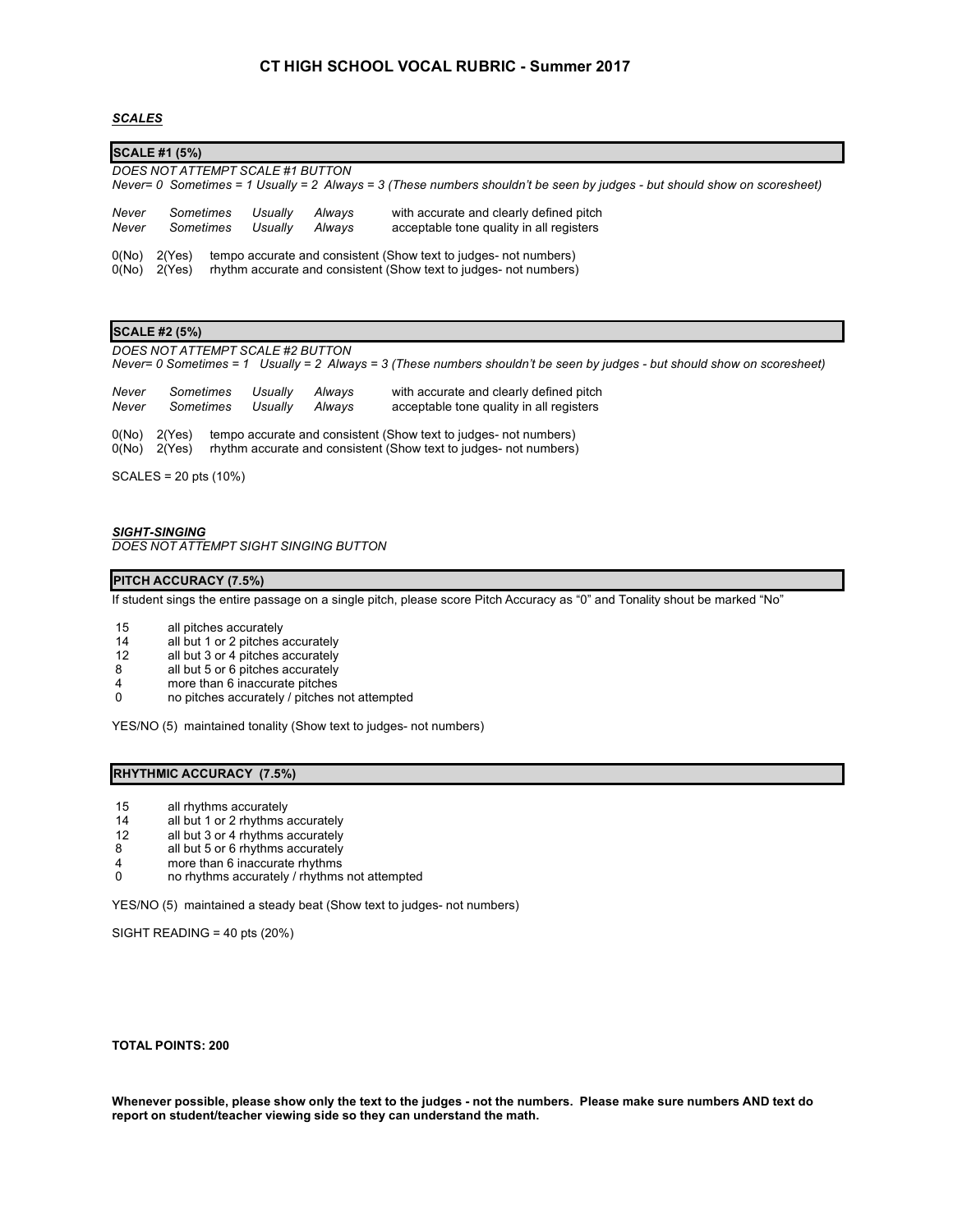# CT HIGH SCHOOL VOCAL RUBRIC - Summer 2017

## *SCALES*

### SCALE #1 (5%)

*DOES NOT ATTEMPT SCALE #1 BUTTON*

*Never= 0 Sometimes = 1 Usually = 2 Always = 3 (These numbers shouldn't be seen by judges - but should show on scoresheet)*

| | | | | |
|---|---|---|---|---|
| *Never* | *Sometimes* | *Usually* | *Always* | with accurate and clearly defined pitch |
| *Never* | *Sometimes* | *Usually* | *Always* | acceptable tone quality in all registers |

0(No) 2(Yes) tempo accurate and consistent (Show text to judges- not numbers)
0(No) 2(Yes) rhythm accurate and consistent (Show text to judges- not numbers)

### SCALE #2 (5%)

*DOES NOT ATTEMPT SCALE #2 BUTTON*

*Never= 0 Sometimes = 1 Usually = 2 Always = 3 (These numbers shouldn't be seen by judges - but should show on scoresheet)*

| | | | | |
|---|---|---|---|---|
| *Never* | *Sometimes* | *Usually* | *Always* | with accurate and clearly defined pitch |
| *Never* | *Sometimes* | *Usually* | *Always* | acceptable tone quality in all registers |

0(No) 2(Yes) tempo accurate and consistent (Show text to judges- not numbers)
0(No) 2(Yes) rhythm accurate and consistent (Show text to judges- not numbers)

SCALES = 20 pts (10%)

## *SIGHT-SINGING*

*DOES NOT ATTEMPT SIGHT SINGING BUTTON*

### PITCH ACCURACY (7.5%)

If student sings the entire passage on a single pitch, please score Pitch Accuracy as "0" and Tonality shout be marked "No"

| | |
|---|---|
| 15 | all pitches accurately |
| 14 | all but 1 or 2 pitches accurately |
| 12 | all but 3 or 4 pitches accurately |
| 8 | all but 5 or 6 pitches accurately |
| 4 | more than 6 inaccurate pitches |
| 0 | no pitches accurately / pitches not attempted |

YES/NO (5) maintained tonality (Show text to judges- not numbers)

### RHYTHMIC ACCURACY (7.5%)

| | |
|---|---|
| 15 | all rhythms accurately |
| 14 | all but 1 or 2 rhythms accurately |
| 12 | all but 3 or 4 rhythms accurately |
| 8 | all but 5 or 6 rhythms accurately |
| 4 | more than 6 inaccurate rhythms |
| 0 | no rhythms accurately / rhythms not attempted |

YES/NO (5) maintained a steady beat (Show text to judges- not numbers)

SIGHT READING = 40 pts (20%)

**TOTAL POINTS: 200**

**Whenever possible, please show only the text to the judges - not the numbers. Please make sure numbers AND text do report on student/teacher viewing side so they can understand the math.**